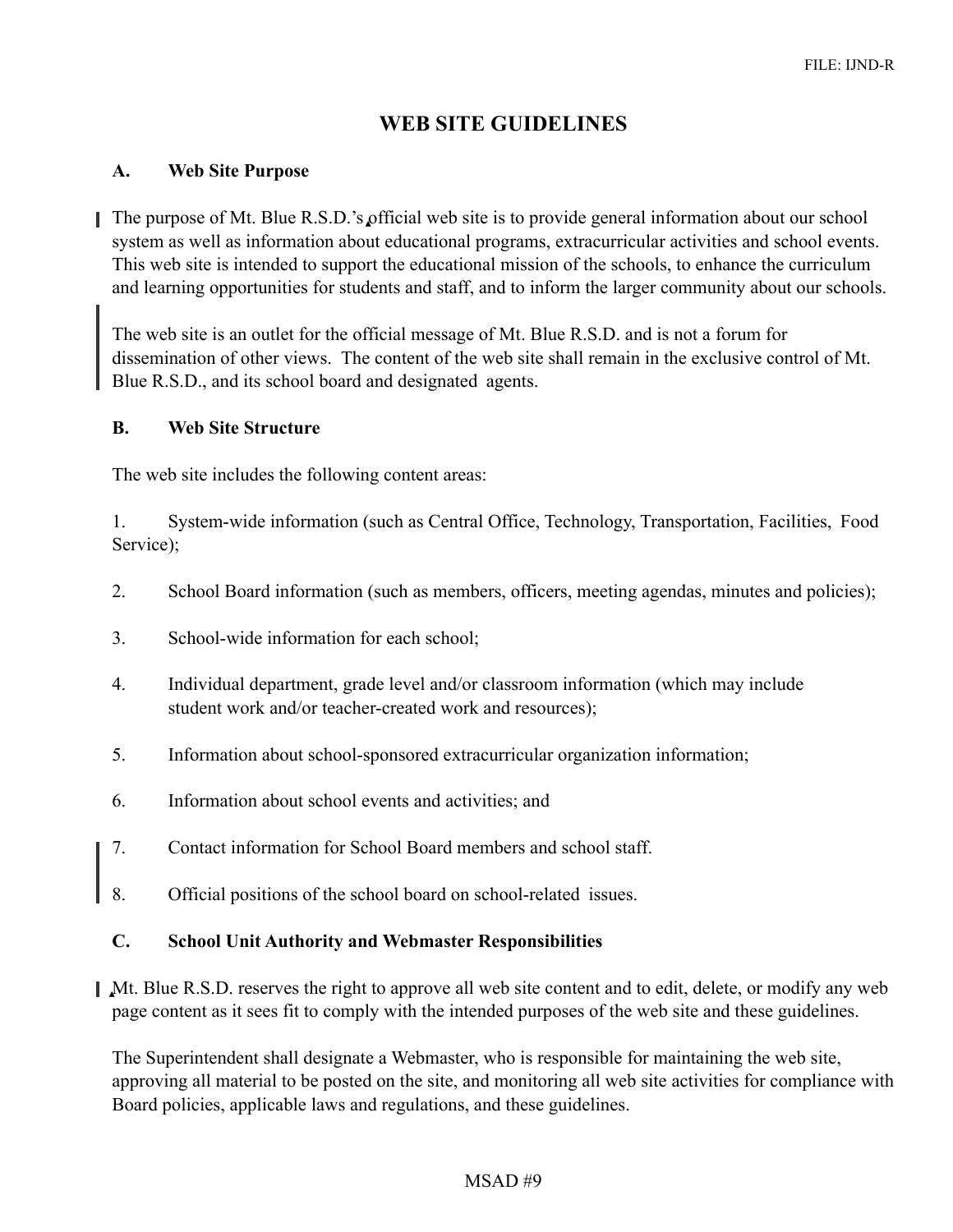FILE: IJND-R

# WEB SITE GUIDELINES

## A. Web Site Purpose

The purpose of Mt. Blue R.S.D.'s official web site is to provide general information about our school system as well as information about educational programs, extracurricular activities and school events. This web site is intended to support the educational mission of the schools, to enhance the curriculum and learning opportunities for students and staff, and to inform the larger community about our schools.

The web site is an outlet for the official message of Mt. Blue R.S.D. and is not a forum for dissemination of other views. The content of the web site shall remain in the exclusive control of Mt. Blue R.S.D., and its school board and designated agents.

## B. Web Site Structure

The web site includes the following content areas:

1. System-wide information (such as Central Office, Technology, Transportation, Facilities, Food Service);
2. School Board information (such as members, officers, meeting agendas, minutes and policies);
3. School-wide information for each school;
4. Individual department, grade level and/or classroom information (which may include student work and/or teacher-created work and resources);
5. Information about school-sponsored extracurricular organization information;
6. Information about school events and activities; and
7. Contact information for School Board members and school staff.
8. Official positions of the school board on school-related issues.

## C. School Unit Authority and Webmaster Responsibilities

Mt. Blue R.S.D. reserves the right to approve all web site content and to edit, delete, or modify any web page content as it sees fit to comply with the intended purposes of the web site and these guidelines.

The Superintendent shall designate a Webmaster, who is responsible for maintaining the web site, approving all material to be posted on the site, and monitoring all web site activities for compliance with Board policies, applicable laws and regulations, and these guidelines.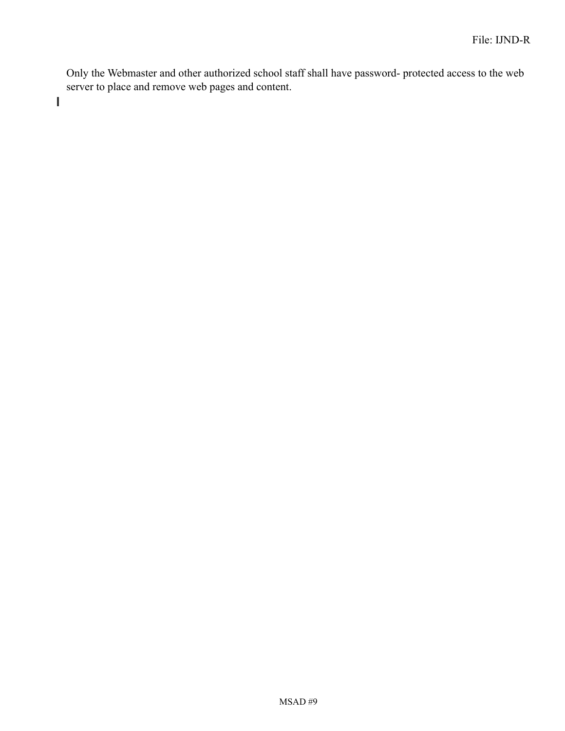Only the Webmaster and other authorized school staff shall have password- protected access to the web server to place and remove web pages and content.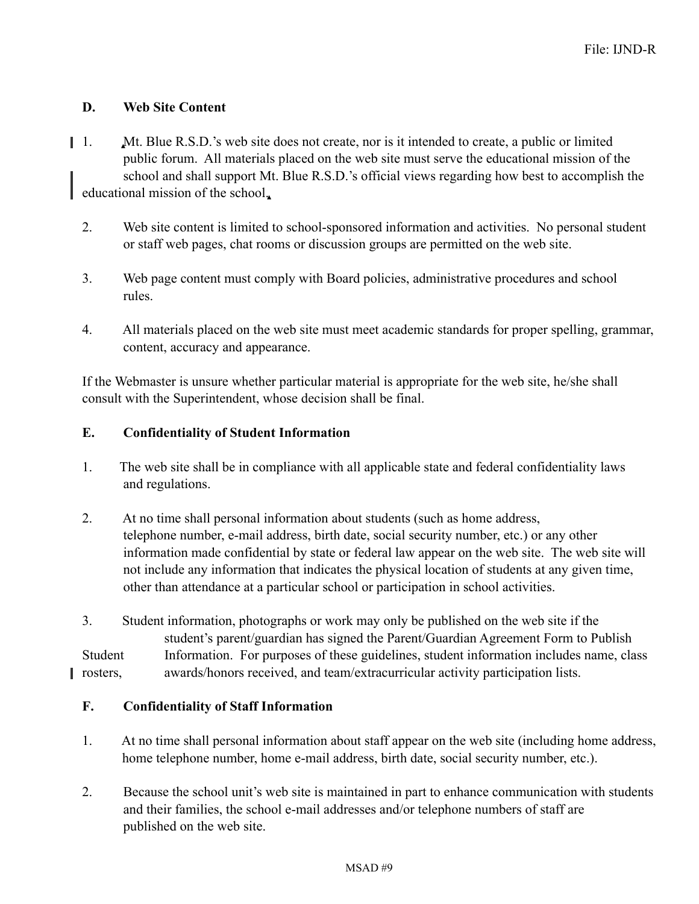### D. Web Site Content

1. Mt. Blue R.S.D.'s web site does not create, nor is it intended to create, a public or limited public forum. All materials placed on the web site must serve the educational mission of the school and shall support Mt. Blue R.S.D.'s official views regarding how best to accomplish the educational mission of the school.

2. Web site content is limited to school-sponsored information and activities. No personal student or staff web pages, chat rooms or discussion groups are permitted on the web site.

3. Web page content must comply with Board policies, administrative procedures and school rules.

4. All materials placed on the web site must meet academic standards for proper spelling, grammar, content, accuracy and appearance.

If the Webmaster is unsure whether particular material is appropriate for the web site, he/she shall consult with the Superintendent, whose decision shall be final.

### E. Confidentiality of Student Information

1. The web site shall be in compliance with all applicable state and federal confidentiality laws and regulations.

2. At no time shall personal information about students (such as home address, telephone number, e-mail address, birth date, social security number, etc.) or any other information made confidential by state or federal law appear on the web site. The web site will not include any information that indicates the physical location of students at any given time, other than attendance at a particular school or participation in school activities.

3. Student information, photographs or work may only be published on the web site if the student's parent/guardian has signed the Parent/Guardian Agreement Form to Publish Student Information. For purposes of these guidelines, student information includes name, class rosters, awards/honors received, and team/extracurricular activity participation lists.

### F. Confidentiality of Staff Information

1. At no time shall personal information about staff appear on the web site (including home address, home telephone number, home e-mail address, birth date, social security number, etc.).

2. Because the school unit's web site is maintained in part to enhance communication with students and their families, the school e-mail addresses and/or telephone numbers of staff are published on the web site.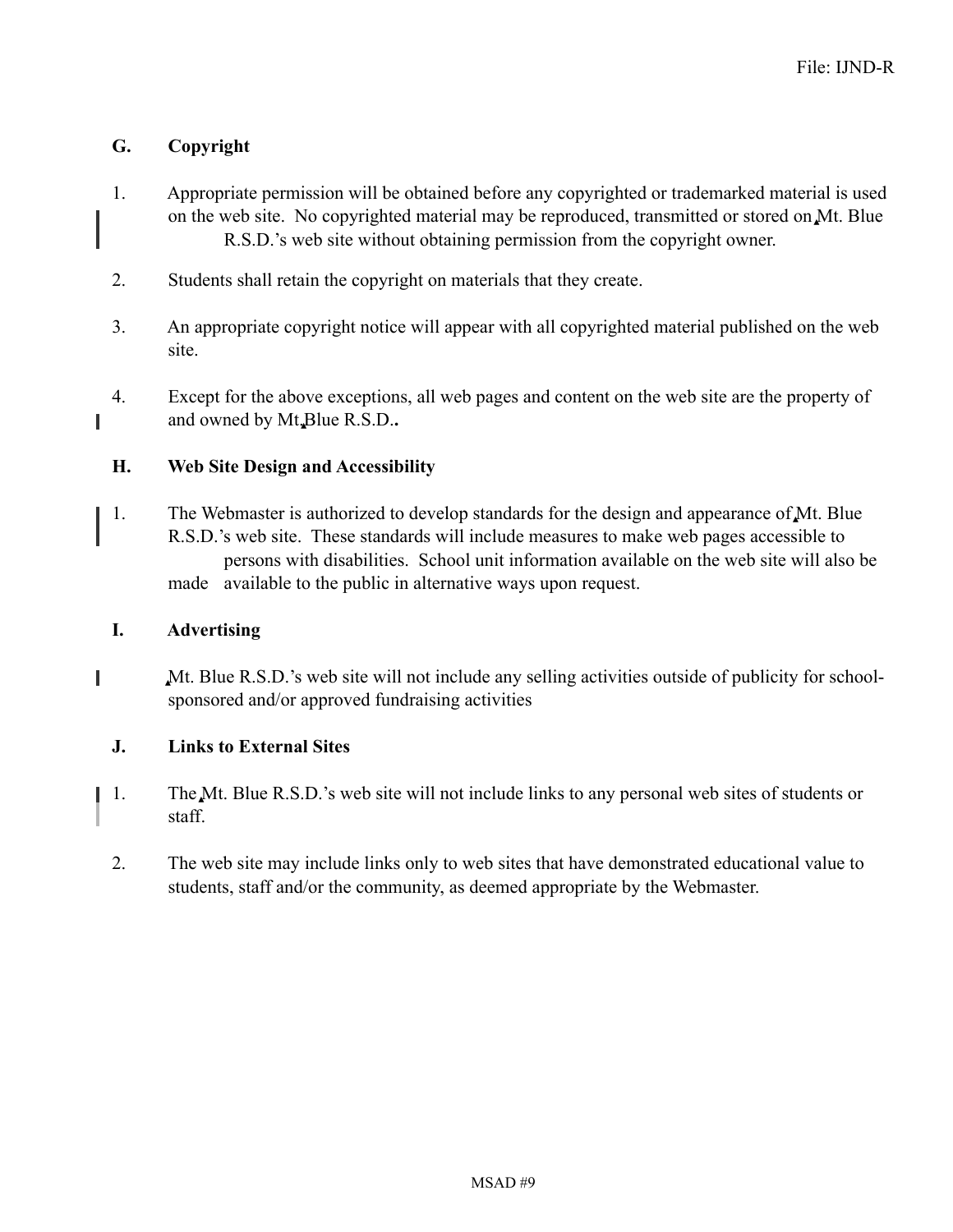### G. Copyright

1. Appropriate permission will be obtained before any copyrighted or trademarked material is used on the web site. No copyrighted material may be reproduced, transmitted or stored on Mt. Blue R.S.D.'s web site without obtaining permission from the copyright owner.

2. Students shall retain the copyright on materials that they create.

3. An appropriate copyright notice will appear with all copyrighted material published on the web site.

4. Except for the above exceptions, all web pages and content on the web site are the property of and owned by Mt. Blue R.S.D..

### H. Web Site Design and Accessibility

1. The Webmaster is authorized to develop standards for the design and appearance of Mt. Blue R.S.D.'s web site. These standards will include measures to make web pages accessible to persons with disabilities. School unit information available on the web site will also be made available to the public in alternative ways upon request.

### I. Advertising

Mt. Blue R.S.D.'s web site will not include any selling activities outside of publicity for school-sponsored and/or approved fundraising activities

### J. Links to External Sites

1. The Mt. Blue R.S.D.'s web site will not include links to any personal web sites of students or staff.

2. The web site may include links only to web sites that have demonstrated educational value to students, staff and/or the community, as deemed appropriate by the Webmaster.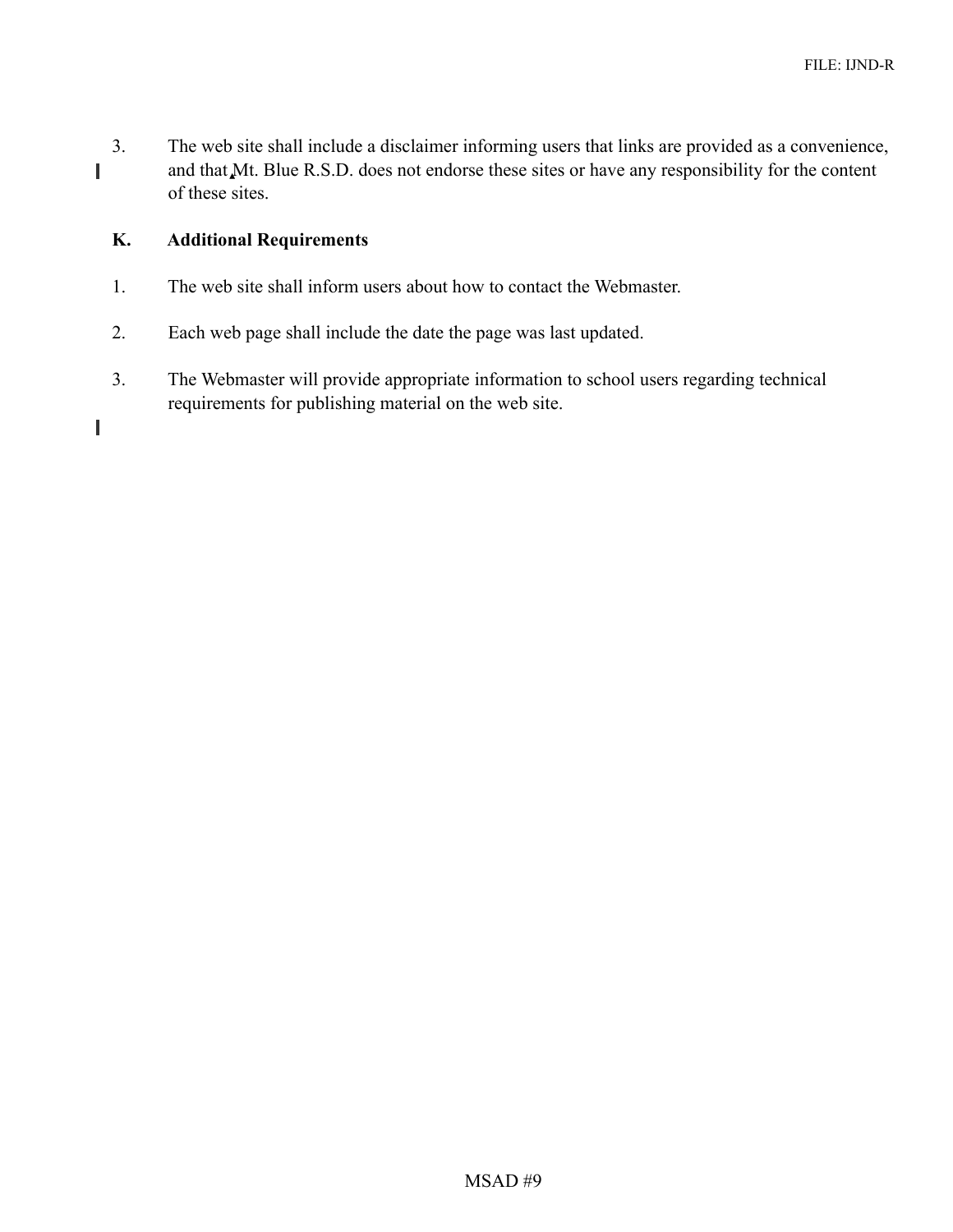3. The web site shall include a disclaimer informing users that links are provided as a convenience, and that Mt. Blue R.S.D. does not endorse these sites or have any responsibility for the content of these sites.

**K. Additional Requirements**

1. The web site shall inform users about how to contact the Webmaster.

2. Each web page shall include the date the page was last updated.

3. The Webmaster will provide appropriate information to school users regarding technical requirements for publishing material on the web site.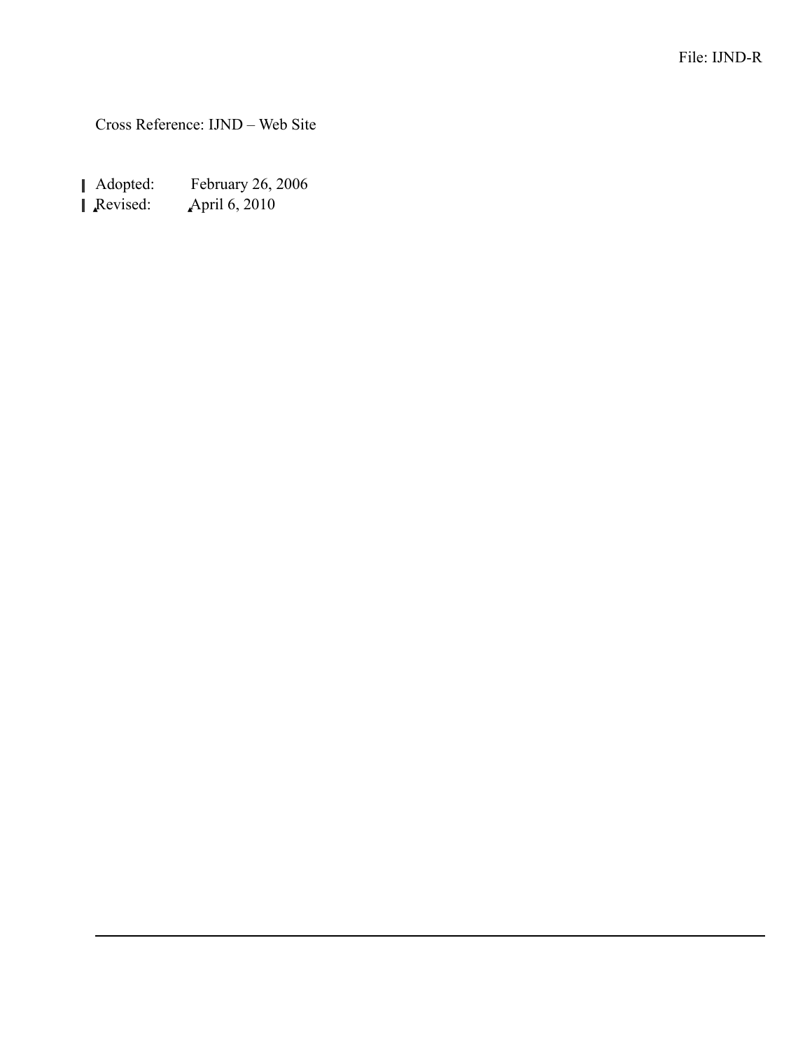Cross Reference: IJND – Web Site

Adopted: February 26, 2006
Revised: April 6, 2010